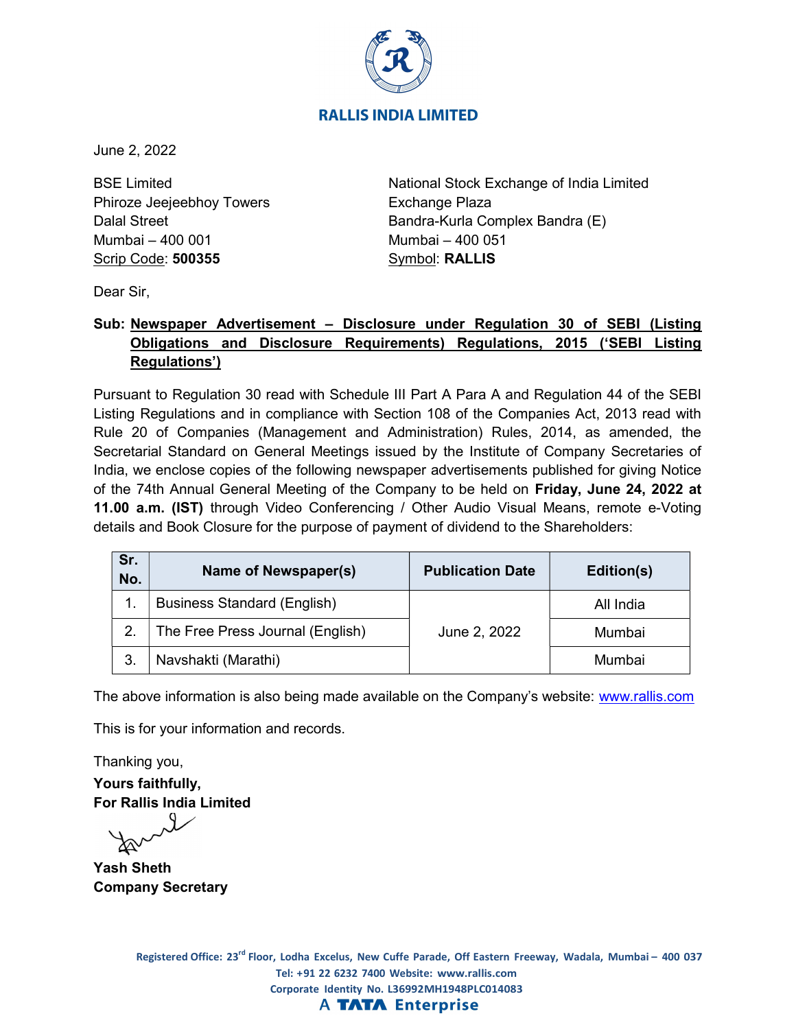# RALLIS INDIA LIMITED

June 2, 2022

BSE Limited
Phiroze Jeejeebhoy Towers
Dalal Street
Mumbai – 400 001
Scrip Code: **500355**

National Stock Exchange of India Limited
Exchange Plaza
Bandra-Kurla Complex Bandra (E)
Mumbai – 400 051
Symbol: **RALLIS**

Dear Sir,

**Sub: Newspaper Advertisement – Disclosure under Regulation 30 of SEBI (Listing Obligations and Disclosure Requirements) Regulations, 2015 ('SEBI Listing Regulations')**

Pursuant to Regulation 30 read with Schedule III Part A Para A and Regulation 44 of the SEBI Listing Regulations and in compliance with Section 108 of the Companies Act, 2013 read with Rule 20 of Companies (Management and Administration) Rules, 2014, as amended, the Secretarial Standard on General Meetings issued by the Institute of Company Secretaries of India, we enclose copies of the following newspaper advertisements published for giving Notice of the 74th Annual General Meeting of the Company to be held on **Friday, June 24, 2022 at 11.00 a.m. (IST)** through Video Conferencing / Other Audio Visual Means, remote e-Voting details and Book Closure for the purpose of payment of dividend to the Shareholders:

| Sr. No. | Name of Newspaper(s) | Publication Date | Edition(s) |
|---|---|---|---|
| 1. | Business Standard (English) | June 2, 2022 | All India |
| 2. | The Free Press Journal (English) | | Mumbai |
| 3. | Navshakti (Marathi) | | Mumbai |

The above information is also being made available on the Company's website: www.rallis.com

This is for your information and records.

Thanking you,

**Yours faithfully,**
**For Rallis India Limited**

**Yash Sheth**
**Company Secretary**

Registered Office: 23rd Floor, Lodha Excelus, New Cuffe Parade, Off Eastern Freeway, Wadala, Mumbai – 400 037
Tel: +91 22 6232 7400 Website: www.rallis.com
Corporate Identity No. L36992MH1948PLC014083
A TATA Enterprise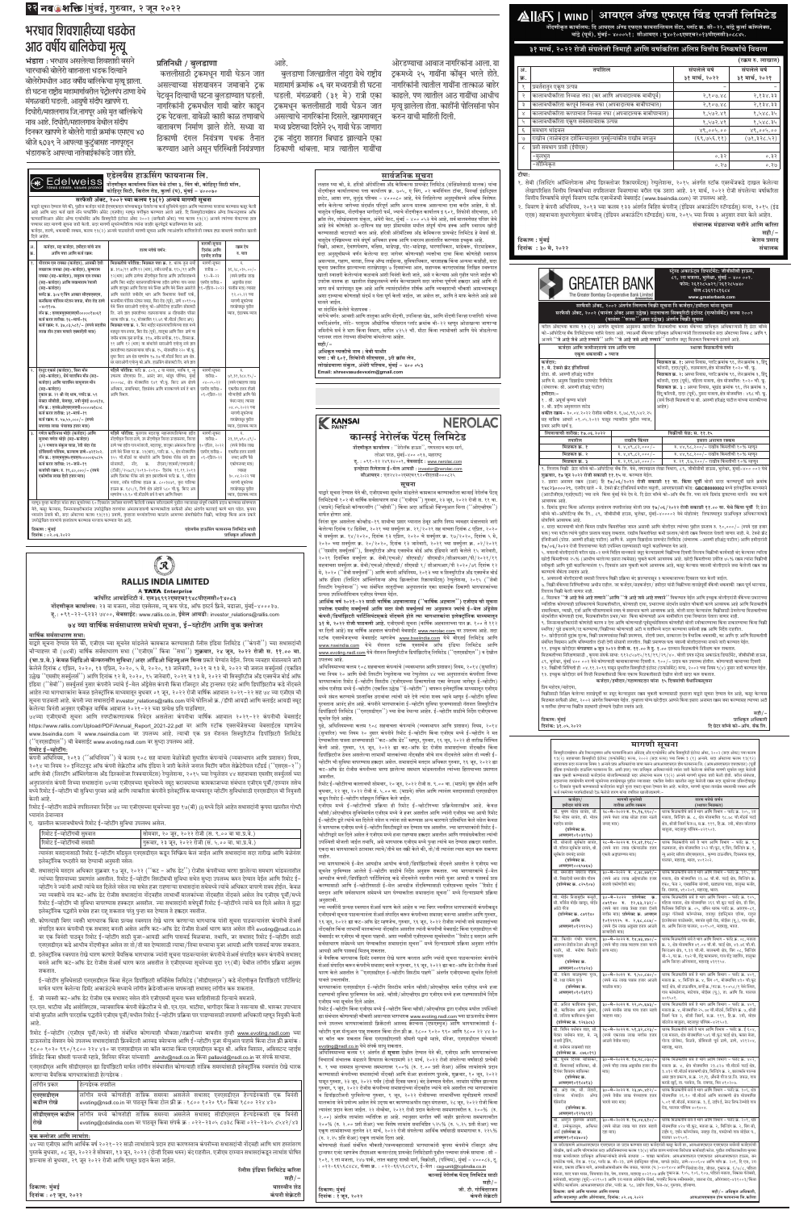# भरधाव शिवशाहीच्या धडकेत आठ वर्षीय बालिकेचा मृत्यू

**भंडारा :** भरधाव असलेल्या शिवशाही बसने चारचाकी वाहनाला धडक दिल्याने खोलेरोपचीत आठ वर्षीय बालिकेचा मृत्यू झाला. ही घटना राष्ट्रीय महामार्गावरील पेट्रोलपंप ठाणा येथे मंगळवारी घडली. आयुषी संदीप खाणगे टिप्रोरी/महालगाव जि.नागपूर असे मृत बालिकेचे नाव आहे. टिप्रोरी/महालगाव येथील संदीप दिनकर खाणगे हे खोलेरो गाडी क्रमांक एमएच ४० बीजे ६०३९ ने आपल्या कुटुंबासह नागपूरहून भंडाराकडे आपल्या नातेवाईकांकडे जात होते.

**प्रतिनिधी / बुलडाणा**

कत्तलीसाठी ट्रकमधून गायी घेऊन जात असल्याच्या संशयावरून जमावाने ट्रक पेटवून दिल्याची घटना बुलडाण्यात घडली. नागरिकांनी ट्रकमधील गायी बाहेर काढून ट्रक पेटवला. यावेळी काही काळ तणावाचे वातावरण निर्माण झाले होते. सध्या या ठिकाणी दंगल नियंत्रण पथक तैनात करण्यात आले असून परिस्थिती नियंत्रणात आहे.

बुलडाणा जिल्ह्यातील नांदुरा येथे राष्ट्रीय महामार्ग क्रमांक ०६ वर मध्यरात्री ही घटना घडली. मंगळवारी (३१ मे) रात्री एका ट्रकमधून कत्तलीसाठी गायी घेऊन जात असल्याचे नागरिकांना दिसले. खामगावहून मध्य प्रदेशच्या दिशेने २५ गायी घेऊन जाणारा ट्रक नांदुरा शहरात बिघाड झाल्याने एका ठिकाणी थांबला. मात्र त्यातील गायींचा ओरडण्याचा आवाज नागरिकांना आला. या ट्रकमध्ये २५ गायी कोंबून भरले होते. नागरिकांनी त्यातील गायींना तात्काळ बाहेर काढले. पण त्यातील आठ गायींचा आधीच मृत्यू झालेला होता. काहींनी पोलिसांना फोन करून याची माहिती दिली.

---

## IL&FS | WIND | आयएल अँड एफएस विंड एनर्जी लिमिटेड

**३१ मार्च, २०२२ रोजी संपलेली तिमाही आणि वर्षाकरिता अलेख वित्तीय निष्कर्षाचे विवरण**

(रक्कम रु. लाखात)

| अ. क्र. | तपशील | संपलेले वर्ष ३१ मार्च, २०२२ | संपलेले वर्ष ३१ मार्च, २०२१ |
|---|---|---|---|
| १ | प्रवर्तनातून एकूण उत्पन्न | - | - |
| २ | कालावधीकरिता निव्वळ नफा (कर आणि अपवादात्मक बाबींपूर्व) | २,१०७.४८ | २,१३२.३३ |
| ३ | कालावधीकरिता करपूर्व निव्वळ नफा (अपवादात्मक बाबींपश्चात) | २,१०७.४८ | २,१३२.३३ |
| ४ | कालावधीकरिता करपश्चात निव्वळ नफा (अपवादात्मक बाबींपश्चात) | १,५७३.४१ | १,५४८.३५ |
| ५ | कालावधीकरिता एकूण सर्वसमावेशक उत्पन्न | १,५७३.४१ | १,५४८.३५ |
| ६ | समभाग भांडवल | ४९,०७६.०० | ४९,०७६.०० |
| ७ | राखीव (पुनर्मूल्यांकन राखीव वगळून) | (६६,७७६.४९) | (६१,३२८.५२) |
| ८ | प्रति समभाग प्राप्ती (ईपीएस) | | |
| | - मूलभूत | ०.३२ | ०.३२ |
| | - सौम्यिकृत | ०.३२ | ०.३२ |

टीपा:

१. सेबी (लिस्टिंग ऑब्लिगेशन्स अँड डिस्क्लोजर रिक्वायरमेंट्स) रेग्युलेशन्स, २०१५ अंतर्गत स्टॉक एक्सचेंजकडे दाखल केलेल्या लेखापरीक्षित वित्तीय निष्कर्षांच्या तपशीलवार नमुन्याचा सारांश आहे. ३१ मार्च, २०२२ रोजी संपलेल्या वर्षाकरिता वित्तीय निष्कर्षांचे संपूर्ण विवरण स्टॉक एक्सचेंजची वेबसाईट (www.bseindia.com) वर उपलब्ध आहे.

संचालक मंडळाच्या वतीने आणि करिता

सही/-

ठिकाण : मुंबई — दिनांक : ३० मे, २०२२ — केतन प्रसाद, संचालक

---

## Edelweiss | एडेलवीस हाऊसिंग फायनान्स लि.

**सरफेसी ॲक्ट, २००२ च्या कलम १३(२) अन्वये मागणी सूचना**

ठिकाण : मुंबई — दिनांक : ०२.०६.२०२२ — प्राधिकृत अधिकारी, एडेलवीस हाऊसिंग फायनान्स लिमिटेड

---

## सार्वजनिक सूचना

अधिवक्ता चतुर्वेदी बंधुओं, श्री ...

Email: shreevaadvocate@gmail.com

---

## GREATER BANK — The Greater Bombay Co-operative Bank Limited

**सरफेसी ॲक्ट, २००२ अंतर्गत लिलाव विक्री सूचना (ई-लिलाव)**

दिनांक : ३१.०५.२०२२ — ठिकाण : मुंबई — प्राधिकृत अधिकारी, दि ग्रेटर बॉम्बे को-ऑप. बँक लि.

---

## KANSAI NEROLAC — कान्साई नेरोलॅक पेंट्स लिमिटेड

**सूचना**

ठिकाण : मुंबई — दिनांक : १ जून, २०२२ — जी. टी. गोविंदराजन, कंपनी सेक्रेटरी

---

## RALLIS INDIA LIMITED — A TATA Enterprise

**७४ व्या वार्षिक सर्वसाधारण सभेची सूचना, ई-व्होटिंग आणि बुक क्लोजर**

| | |
|---|---|
| रिमोट ई-व्होटिंग सुरुवात | सोमवार, २० जून, २०२२ रोजी (स. ९.०० वा. भा.प्र.वे.) |
| रिमोट ई-व्होटिंग समाप्ती | गुरुवार, २३ जून, २०२२ रोजी (सायं. ५.०० वा. भा.प्र.वे.) |

रॅलीस इंडिया लिमिटेड करिता

सही/-

ठिकाण : मुंबई — दिनांक : ०१ जून, २०२२ — यशवंत बोरा, कंपनी सेक्रेटरी

---

## मागणी सूचना

ठिकाण : ठाणे आणि पालघर आणि रायगड — दिनांक : ०२ जून, २०२२ — सही/- प्राधिकृत अधिकारी